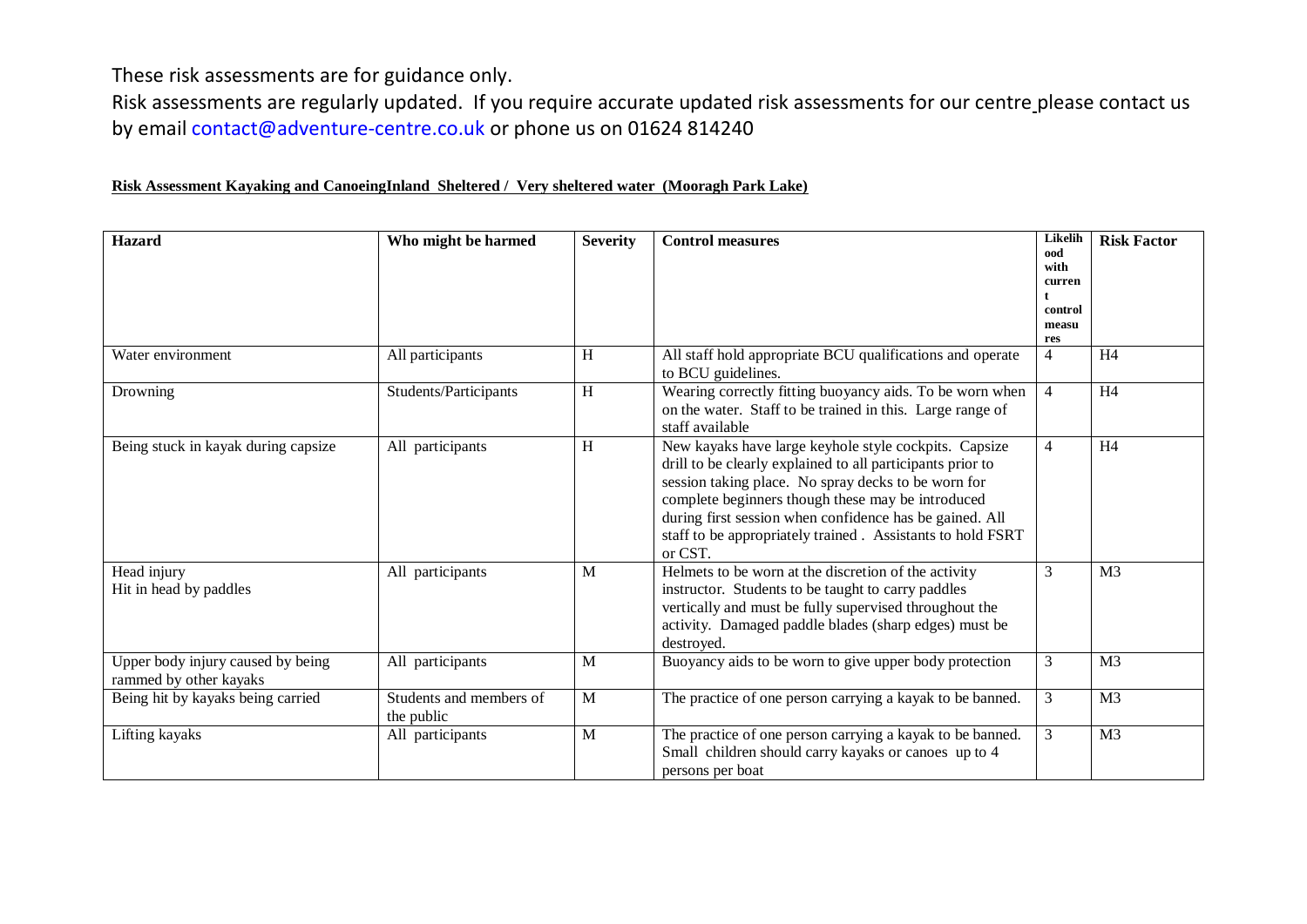These risk assessments are for guidance only.

Risk assessments are regularly updated. If you require accurate updated risk assessments for our centre please contact us by email contact@adventure-centre.co.uk or phone us on 01624 814240

**Risk Assessment Kayaking and CanoeingInland Sheltered / Very sheltered water (Mooragh Park Lake)**

| **Hazard** | **Who might be harmed** | **Severity** | **Control measures** | **Likelihood with current control measures** | **Risk Factor** |
|---|---|---|---|---|---|
| Water environment | All participants | H | All staff hold appropriate BCU qualifications and operate to BCU guidelines. | 4 | H4 |
| Drowning | Students/Participants | H | Wearing correctly fitting buoyancy aids. To be worn when on the water. Staff to be trained in this. Large range of staff available | 4 | H4 |
| Being stuck in kayak during capsize | All participants | H | New kayaks have large keyhole style cockpits. Capsize drill to be clearly explained to all participants prior to session taking place. No spray decks to be worn for complete beginners though these may be introduced during first session when confidence has be gained. All staff to be appropriately trained . Assistants to hold FSRT or CST. | 4 | H4 |
| Head injury<br>Hit in head by paddles | All participants | M | Helmets to be worn at the discretion of the activity instructor. Students to be taught to carry paddles vertically and must be fully supervised throughout the activity. Damaged paddle blades (sharp edges) must be destroyed. | 3 | M3 |
| Upper body injury caused by being rammed by other kayaks | All participants | M | Buoyancy aids to be worn to give upper body protection | 3 | M3 |
| Being hit by kayaks being carried | Students and members of the public | M | The practice of one person carrying a kayak to be banned. | 3 | M3 |
| Lifting kayaks | All participants | M | The practice of one person carrying a kayak to be banned. Small children should carry kayaks or canoes up to 4 persons per boat | 3 | M3 |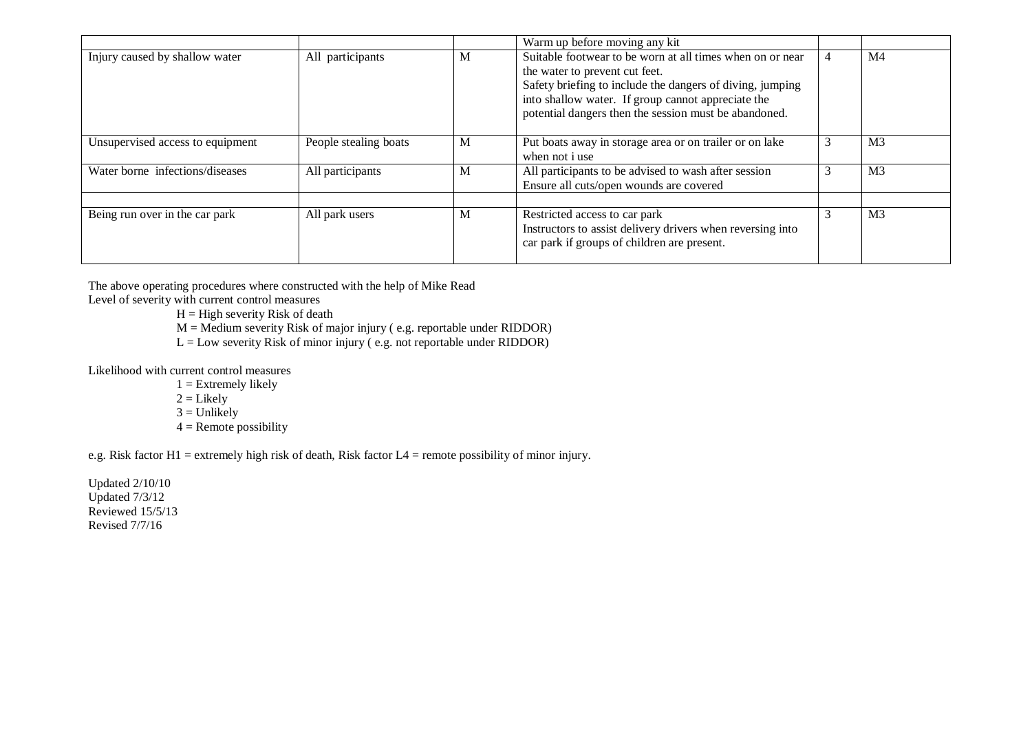| | | | | | |
|---|---|---|---|---|---|
| | | | Warm up before moving any kit | | |
| Injury caused by shallow water | All participants | M | Suitable footwear to be worn at all times when on or near the water to prevent cut feet.<br>Safety briefing to include the dangers of diving, jumping into shallow water. If group cannot appreciate the potential dangers then the session must be abandoned. | 4 | M4 |
| Unsupervised access to equipment | People stealing boats | M | Put boats away in storage area or on trailer or on lake when not i use | 3 | M3 |
| Water borne infections/diseases | All participants | M | All participants to be advised to wash after session<br>Ensure all cuts/open wounds are covered | 3 | M3 |
| | | | | | |
| Being run over in the car park | All park users | M | Restricted access to car park<br>Instructors to assist delivery drivers when reversing into car park if groups of children are present. | 3 | M3 |

The above operating procedures where constructed with the help of Mike Read
Level of severity with current control measures

H = High severity Risk of death
M = Medium severity Risk of major injury ( e.g. reportable under RIDDOR)
L = Low severity Risk of minor injury ( e.g. not reportable under RIDDOR)

Likelihood with current control measures

1 = Extremely likely
2 = Likely
3 = Unlikely
4 = Remote possibility

e.g. Risk factor H1 = extremely high risk of death, Risk factor L4 = remote possibility of minor injury.

Updated 2/10/10
Updated 7/3/12
Reviewed 15/5/13
Revised 7/7/16